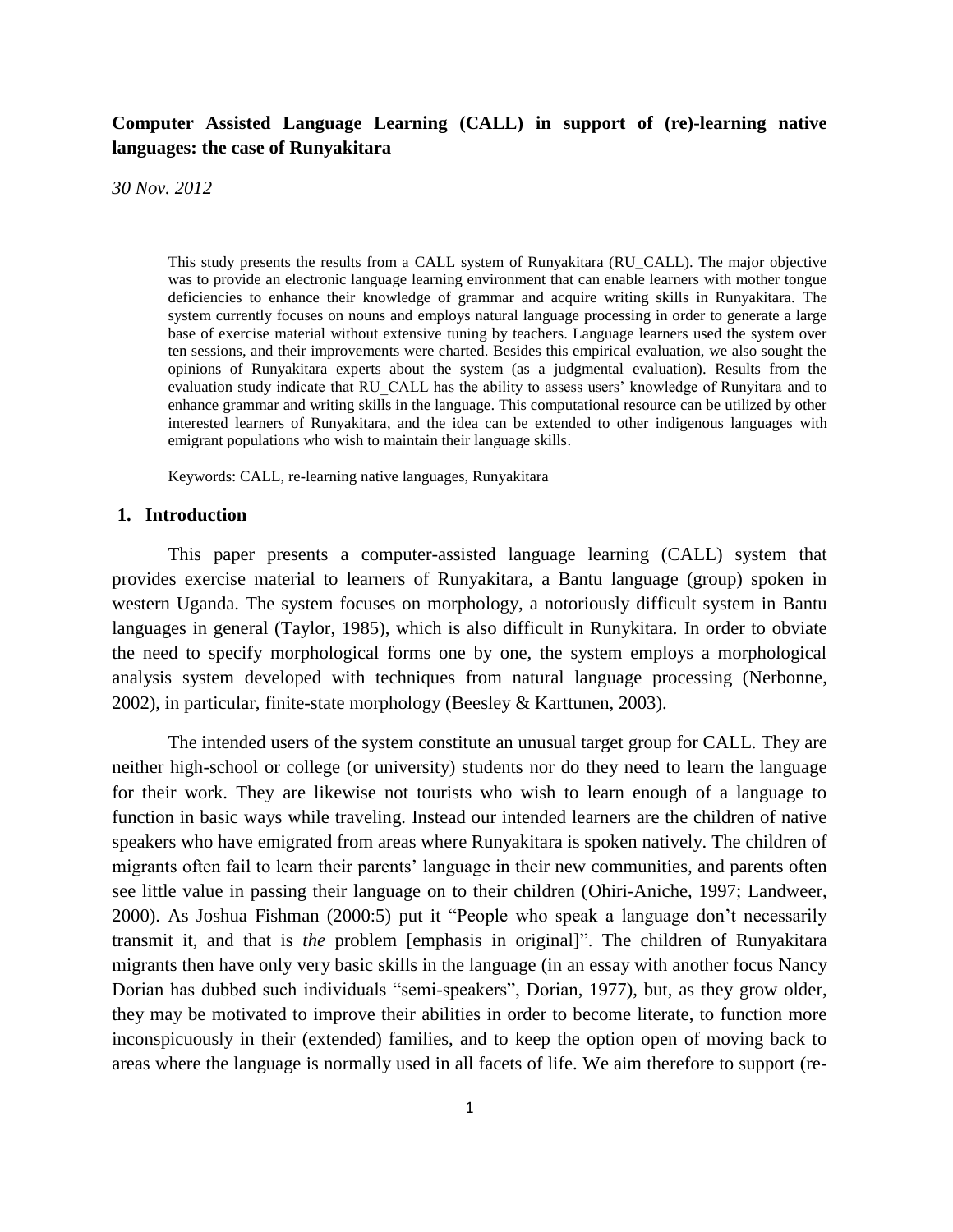**Computer Assisted Language Learning (CALL) in support of (re)-learning native languages: the case of Runyakitara**

*30 Nov. 2012*

This study presents the results from a CALL system of Runyakitara (RU_CALL). The major objective was to provide an electronic language learning environment that can enable learners with mother tongue deficiencies to enhance their knowledge of grammar and acquire writing skills in Runyakitara. The system currently focuses on nouns and employs natural language processing in order to generate a large base of exercise material without extensive tuning by teachers. Language learners used the system over ten sessions, and their improvements were charted. Besides this empirical evaluation, we also sought the opinions of Runyakitara experts about the system (as a judgmental evaluation). Results from the evaluation study indicate that RU_CALL has the ability to assess users' knowledge of Runyitara and to enhance grammar and writing skills in the language. This computational resource can be utilized by other interested learners of Runyakitara, and the idea can be extended to other indigenous languages with emigrant populations who wish to maintain their language skills.

Keywords: CALL, re-learning native languages, Runyakitara

## 1. Introduction

This paper presents a computer-assisted language learning (CALL) system that provides exercise material to learners of Runyakitara, a Bantu language (group) spoken in western Uganda. The system focuses on morphology, a notoriously difficult system in Bantu languages in general (Taylor, 1985), which is also difficult in Runykitara. In order to obviate the need to specify morphological forms one by one, the system employs a morphological analysis system developed with techniques from natural language processing (Nerbonne, 2002), in particular, finite-state morphology (Beesley & Karttunen, 2003).

The intended users of the system constitute an unusual target group for CALL. They are neither high-school or college (or university) students nor do they need to learn the language for their work. They are likewise not tourists who wish to learn enough of a language to function in basic ways while traveling. Instead our intended learners are the children of native speakers who have emigrated from areas where Runyakitara is spoken natively. The children of migrants often fail to learn their parents' language in their new communities, and parents often see little value in passing their language on to their children (Ohiri-Aniche, 1997; Landweer, 2000). As Joshua Fishman (2000:5) put it "People who speak a language don't necessarily transmit it, and that is *the* problem [emphasis in original]". The children of Runyakitara migrants then have only very basic skills in the language (in an essay with another focus Nancy Dorian has dubbed such individuals "semi-speakers", Dorian, 1977), but, as they grow older, they may be motivated to improve their abilities in order to become literate, to function more inconspicuously in their (extended) families, and to keep the option open of moving back to areas where the language is normally used in all facets of life. We aim therefore to support (re-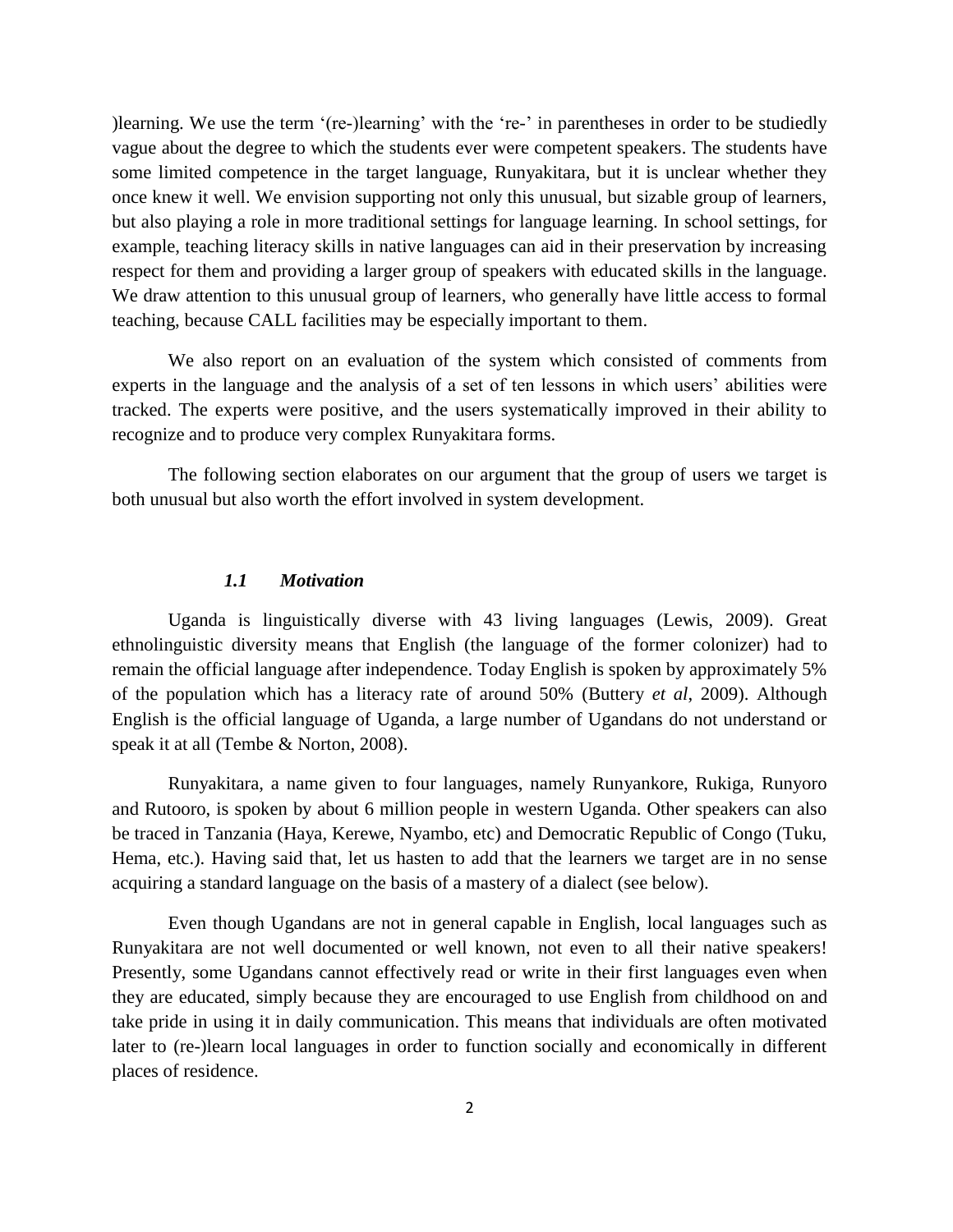)learning. We use the term '(re-)learning' with the 're-' in parentheses in order to be studiedly vague about the degree to which the students ever were competent speakers. The students have some limited competence in the target language, Runyakitara, but it is unclear whether they once knew it well. We envision supporting not only this unusual, but sizable group of learners, but also playing a role in more traditional settings for language learning. In school settings, for example, teaching literacy skills in native languages can aid in their preservation by increasing respect for them and providing a larger group of speakers with educated skills in the language. We draw attention to this unusual group of learners, who generally have little access to formal teaching, because CALL facilities may be especially important to them.

We also report on an evaluation of the system which consisted of comments from experts in the language and the analysis of a set of ten lessons in which users' abilities were tracked. The experts were positive, and the users systematically improved in their ability to recognize and to produce very complex Runyakitara forms.

The following section elaborates on our argument that the group of users we target is both unusual but also worth the effort involved in system development.

### *1.1 Motivation*

Uganda is linguistically diverse with 43 living languages (Lewis, 2009). Great ethnolinguistic diversity means that English (the language of the former colonizer) had to remain the official language after independence. Today English is spoken by approximately 5% of the population which has a literacy rate of around 50% (Buttery *et al*, 2009). Although English is the official language of Uganda, a large number of Ugandans do not understand or speak it at all (Tembe & Norton, 2008).

Runyakitara, a name given to four languages, namely Runyankore, Rukiga, Runyoro and Rutooro, is spoken by about 6 million people in western Uganda. Other speakers can also be traced in Tanzania (Haya, Kerewe, Nyambo, etc) and Democratic Republic of Congo (Tuku, Hema, etc.). Having said that, let us hasten to add that the learners we target are in no sense acquiring a standard language on the basis of a mastery of a dialect (see below).

Even though Ugandans are not in general capable in English, local languages such as Runyakitara are not well documented or well known, not even to all their native speakers! Presently, some Ugandans cannot effectively read or write in their first languages even when they are educated, simply because they are encouraged to use English from childhood on and take pride in using it in daily communication. This means that individuals are often motivated later to (re-)learn local languages in order to function socially and economically in different places of residence.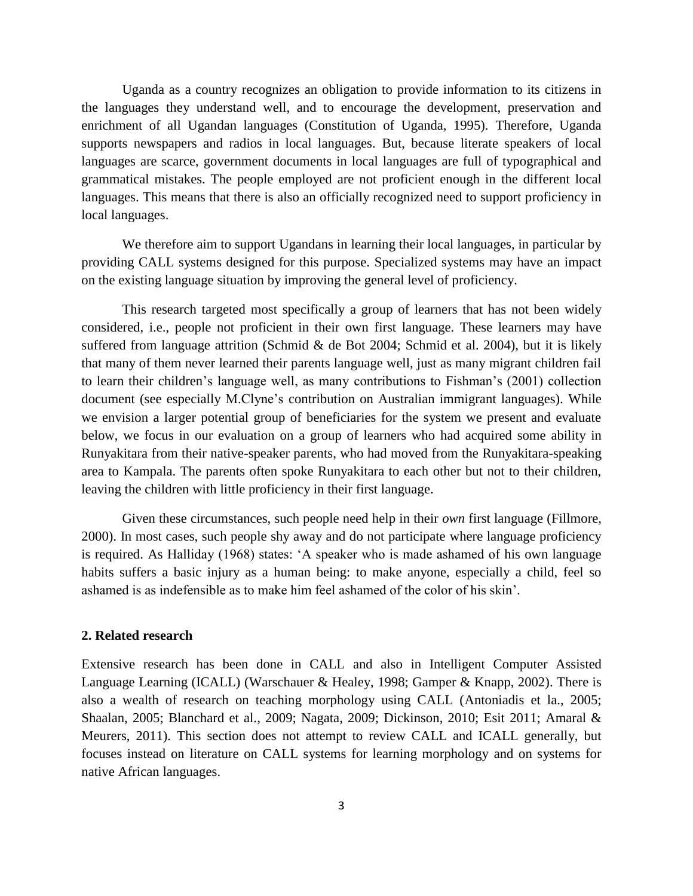Uganda as a country recognizes an obligation to provide information to its citizens in the languages they understand well, and to encourage the development, preservation and enrichment of all Ugandan languages (Constitution of Uganda, 1995). Therefore, Uganda supports newspapers and radios in local languages. But, because literate speakers of local languages are scarce, government documents in local languages are full of typographical and grammatical mistakes. The people employed are not proficient enough in the different local languages. This means that there is also an officially recognized need to support proficiency in local languages.

We therefore aim to support Ugandans in learning their local languages, in particular by providing CALL systems designed for this purpose. Specialized systems may have an impact on the existing language situation by improving the general level of proficiency.

This research targeted most specifically a group of learners that has not been widely considered, i.e., people not proficient in their own first language. These learners may have suffered from language attrition (Schmid & de Bot 2004; Schmid et al. 2004), but it is likely that many of them never learned their parents language well, just as many migrant children fail to learn their children's language well, as many contributions to Fishman's (2001) collection document (see especially M.Clyne's contribution on Australian immigrant languages). While we envision a larger potential group of beneficiaries for the system we present and evaluate below, we focus in our evaluation on a group of learners who had acquired some ability in Runyakitara from their native-speaker parents, who had moved from the Runyakitara-speaking area to Kampala. The parents often spoke Runyakitara to each other but not to their children, leaving the children with little proficiency in their first language.

Given these circumstances, such people need help in their *own* first language (Fillmore, 2000). In most cases, such people shy away and do not participate where language proficiency is required. As Halliday (1968) states: 'A speaker who is made ashamed of his own language habits suffers a basic injury as a human being: to make anyone, especially a child, feel so ashamed is as indefensible as to make him feel ashamed of the color of his skin'.

## 2. Related research

Extensive research has been done in CALL and also in Intelligent Computer Assisted Language Learning (ICALL) (Warschauer & Healey, 1998; Gamper & Knapp, 2002). There is also a wealth of research on teaching morphology using CALL (Antoniadis et la., 2005; Shaalan, 2005; Blanchard et al., 2009; Nagata, 2009; Dickinson, 2010; Esit 2011; Amaral & Meurers, 2011). This section does not attempt to review CALL and ICALL generally, but focuses instead on literature on CALL systems for learning morphology and on systems for native African languages.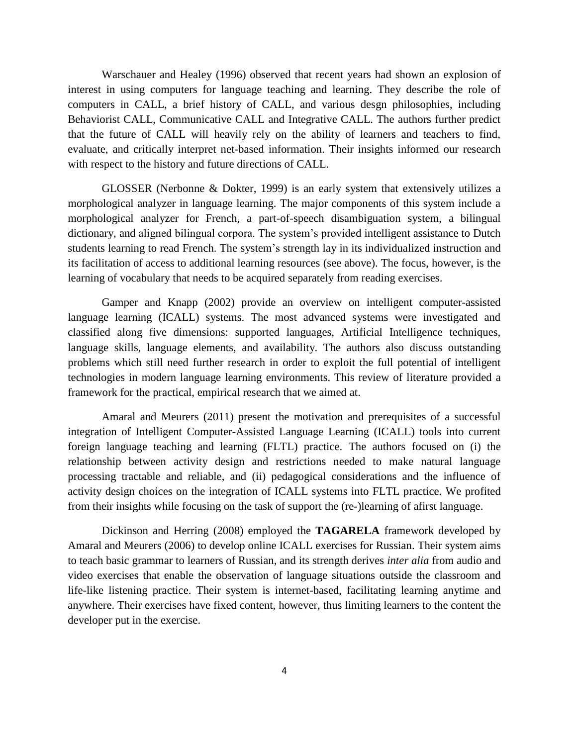Warschauer and Healey (1996) observed that recent years had shown an explosion of interest in using computers for language teaching and learning. They describe the role of computers in CALL, a brief history of CALL, and various desgn philosophies, including Behaviorist CALL, Communicative CALL and Integrative CALL. The authors further predict that the future of CALL will heavily rely on the ability of learners and teachers to find, evaluate, and critically interpret net-based information. Their insights informed our research with respect to the history and future directions of CALL.

GLOSSER (Nerbonne & Dokter, 1999) is an early system that extensively utilizes a morphological analyzer in language learning. The major components of this system include a morphological analyzer for French, a part-of-speech disambiguation system, a bilingual dictionary, and aligned bilingual corpora. The system's provided intelligent assistance to Dutch students learning to read French. The system's strength lay in its individualized instruction and its facilitation of access to additional learning resources (see above). The focus, however, is the learning of vocabulary that needs to be acquired separately from reading exercises.

Gamper and Knapp (2002) provide an overview on intelligent computer-assisted language learning (ICALL) systems. The most advanced systems were investigated and classified along five dimensions: supported languages, Artificial Intelligence techniques, language skills, language elements, and availability. The authors also discuss outstanding problems which still need further research in order to exploit the full potential of intelligent technologies in modern language learning environments. This review of literature provided a framework for the practical, empirical research that we aimed at.

Amaral and Meurers (2011) present the motivation and prerequisites of a successful integration of Intelligent Computer-Assisted Language Learning (ICALL) tools into current foreign language teaching and learning (FLTL) practice. The authors focused on (i) the relationship between activity design and restrictions needed to make natural language processing tractable and reliable, and (ii) pedagogical considerations and the influence of activity design choices on the integration of ICALL systems into FLTL practice. We profited from their insights while focusing on the task of support the (re-)learning of afirst language.

Dickinson and Herring (2008) employed the **TAGARELA** framework developed by Amaral and Meurers (2006) to develop online ICALL exercises for Russian. Their system aims to teach basic grammar to learners of Russian, and its strength derives *inter alia* from audio and video exercises that enable the observation of language situations outside the classroom and life-like listening practice. Their system is internet-based, facilitating learning anytime and anywhere. Their exercises have fixed content, however, thus limiting learners to the content the developer put in the exercise.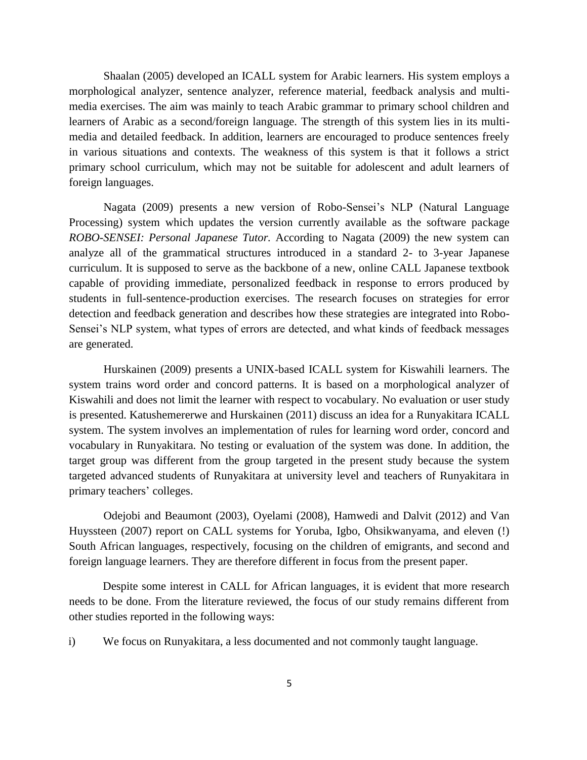Shaalan (2005) developed an ICALL system for Arabic learners. His system employs a morphological analyzer, sentence analyzer, reference material, feedback analysis and multi-media exercises. The aim was mainly to teach Arabic grammar to primary school children and learners of Arabic as a second/foreign language. The strength of this system lies in its multi-media and detailed feedback. In addition, learners are encouraged to produce sentences freely in various situations and contexts. The weakness of this system is that it follows a strict primary school curriculum, which may not be suitable for adolescent and adult learners of foreign languages.

Nagata (2009) presents a new version of Robo-Sensei's NLP (Natural Language Processing) system which updates the version currently available as the software package *ROBO-SENSEI: Personal Japanese Tutor.* According to Nagata (2009) the new system can analyze all of the grammatical structures introduced in a standard 2- to 3-year Japanese curriculum. It is supposed to serve as the backbone of a new, online CALL Japanese textbook capable of providing immediate, personalized feedback in response to errors produced by students in full-sentence-production exercises. The research focuses on strategies for error detection and feedback generation and describes how these strategies are integrated into Robo-Sensei's NLP system, what types of errors are detected, and what kinds of feedback messages are generated.

Hurskainen (2009) presents a UNIX-based ICALL system for Kiswahili learners. The system trains word order and concord patterns. It is based on a morphological analyzer of Kiswahili and does not limit the learner with respect to vocabulary. No evaluation or user study is presented. Katushemererwe and Hurskainen (2011) discuss an idea for a Runyakitara ICALL system. The system involves an implementation of rules for learning word order, concord and vocabulary in Runyakitara. No testing or evaluation of the system was done. In addition, the target group was different from the group targeted in the present study because the system targeted advanced students of Runyakitara at university level and teachers of Runyakitara in primary teachers' colleges.

Odejobi and Beaumont (2003), Oyelami (2008), Hamwedi and Dalvit (2012) and Van Huyssteen (2007) report on CALL systems for Yoruba, Igbo, Ohsikwanyama, and eleven (!) South African languages, respectively, focusing on the children of emigrants, and second and foreign language learners. They are therefore different in focus from the present paper.

Despite some interest in CALL for African languages, it is evident that more research needs to be done. From the literature reviewed, the focus of our study remains different from other studies reported in the following ways:

i) We focus on Runyakitara, a less documented and not commonly taught language.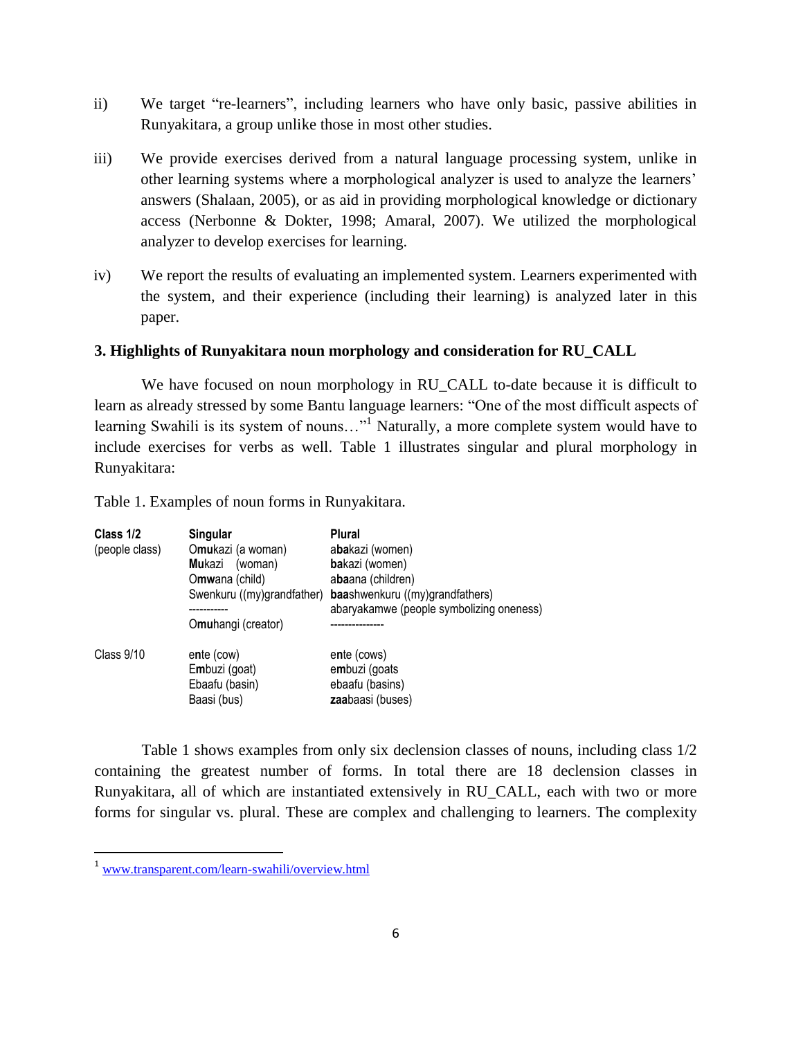ii) We target "re-learners", including learners who have only basic, passive abilities in Runyakitara, a group unlike those in most other studies.

iii) We provide exercises derived from a natural language processing system, unlike in other learning systems where a morphological analyzer is used to analyze the learners' answers (Shalaan, 2005), or as aid in providing morphological knowledge or dictionary access (Nerbonne & Dokter, 1998; Amaral, 2007). We utilized the morphological analyzer to develop exercises for learning.

iv) We report the results of evaluating an implemented system. Learners experimented with the system, and their experience (including their learning) is analyzed later in this paper.

### 3. Highlights of Runyakitara noun morphology and consideration for RU_CALL

We have focused on noun morphology in RU_CALL to-date because it is difficult to learn as already stressed by some Bantu language learners: "One of the most difficult aspects of learning Swahili is its system of nouns…"[1] Naturally, a more complete system would have to include exercises for verbs as well. Table 1 illustrates singular and plural morphology in Runyakitara:

Table 1. Examples of noun forms in Runyakitara.

| **Class 1/2** | **Singular** | **Plural** |
|---|---|---|
| (people class) | O**mu**kazi (a woman) | a**ba**kazi (women) |
| | **Mu**kazi (woman) | **ba**kazi (women) |
| | O**mw**ana (child) | a**ba**ana (children) |
| | Swenkuru ((my)grandfather) | **baa**shwenkuru ((my)grandfathers) |
| | ----------- | abaryakamwe (people symbolizing oneness) |
| | O**mu**hangi (creator) | --------------- |
| Class 9/10 | e**n**te (cow) | e**n**te (cows) |
| | E**m**buzi (goat) | e**m**buzi (goats |
| | Ebaafu (basin) | ebaafu (basins) |
| | Baasi (bus) | **zaa**baasi (buses) |

Table 1 shows examples from only six declension classes of nouns, including class 1/2 containing the greatest number of forms. In total there are 18 declension classes in Runyakitara, all of which are instantiated extensively in RU_CALL, each with two or more forms for singular vs. plural. These are complex and challenging to learners. The complexity

[1] www.transparent.com/learn-swahili/overview.html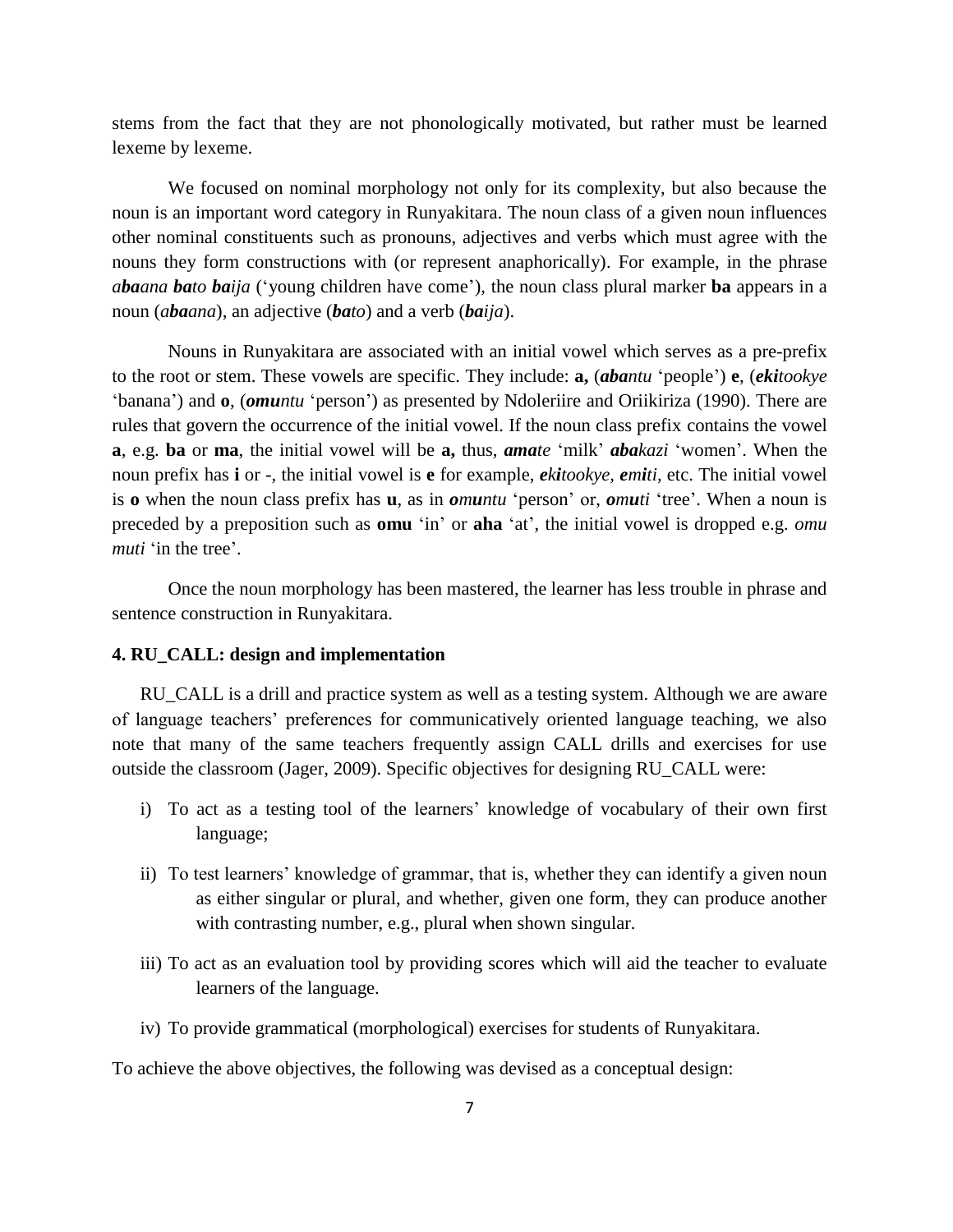stems from the fact that they are not phonologically motivated, but rather must be learned lexeme by lexeme.

We focused on nominal morphology not only for its complexity, but also because the noun is an important word category in Runyakitara. The noun class of a given noun influences other nominal constituents such as pronouns, adjectives and verbs which must agree with the nouns they form constructions with (or represent anaphorically). For example, in the phrase *a**ba**ana **ba**to **ba**ija* ('young children have come'), the noun class plural marker **ba** appears in a noun (*a**ba**ana*), an adjective (***ba**to*) and a verb (***ba**ija*).

Nouns in Runyakitara are associated with an initial vowel which serves as a pre-prefix to the root or stem. These vowels are specific. They include: **a,** (***aba**ntu* 'people') **e**, (***eki**tookye* 'banana') and **o**, (***omu**ntu* 'person') as presented by Ndoleriire and Oriikiriza (1990). There are rules that govern the occurrence of the initial vowel. If the noun class prefix contains the vowel **a**, e.g. **ba** or **ma**, the initial vowel will be **a,** thus, ***ama**te* 'milk' ***aba**kazi* 'women'. When the noun prefix has **i** or -, the initial vowel is **e** for example, ***eki**tookye*, ***e**m**i**ti*, etc. The initial vowel is **o** when the noun class prefix has **u**, as in ***o**m**u**ntu* 'person' or, ***o**m**u**ti* 'tree'. When a noun is preceded by a preposition such as **omu** 'in' or **aha** 'at', the initial vowel is dropped e.g. *omu muti* 'in the tree'.

Once the noun morphology has been mastered, the learner has less trouble in phrase and sentence construction in Runyakitara.

### 4. RU_CALL: design and implementation

RU_CALL is a drill and practice system as well as a testing system. Although we are aware of language teachers' preferences for communicatively oriented language teaching, we also note that many of the same teachers frequently assign CALL drills and exercises for use outside the classroom (Jager, 2009). Specific objectives for designing RU_CALL were:

i) To act as a testing tool of the learners' knowledge of vocabulary of their own first language;

ii) To test learners' knowledge of grammar, that is, whether they can identify a given noun as either singular or plural, and whether, given one form, they can produce another with contrasting number, e.g., plural when shown singular.

iii) To act as an evaluation tool by providing scores which will aid the teacher to evaluate learners of the language.

iv) To provide grammatical (morphological) exercises for students of Runyakitara.

To achieve the above objectives, the following was devised as a conceptual design: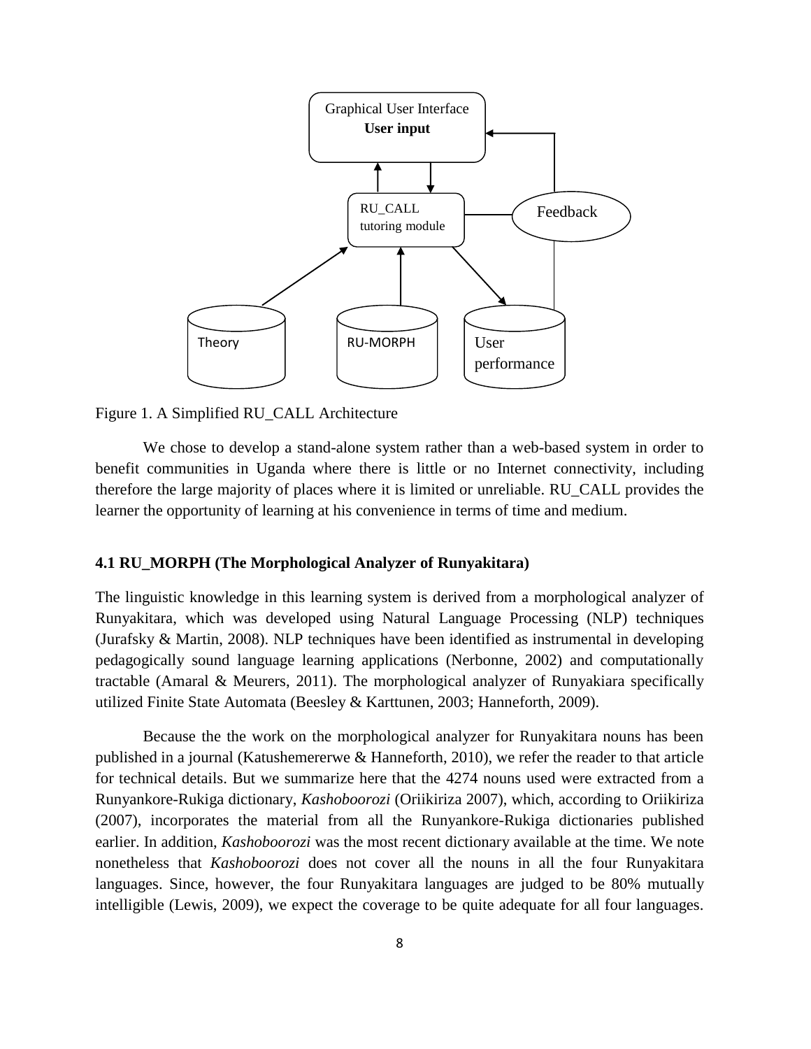Figure 1. A Simplified RU_CALL Architecture

We chose to develop a stand-alone system rather than a web-based system in order to benefit communities in Uganda where there is little or no Internet connectivity, including therefore the large majority of places where it is limited or unreliable. RU_CALL provides the learner the opportunity of learning at his convenience in terms of time and medium.

### 4.1 RU_MORPH (The Morphological Analyzer of Runyakitara)

The linguistic knowledge in this learning system is derived from a morphological analyzer of Runyakitara, which was developed using Natural Language Processing (NLP) techniques (Jurafsky & Martin, 2008). NLP techniques have been identified as instrumental in developing pedagogically sound language learning applications (Nerbonne, 2002) and computationally tractable (Amaral & Meurers, 2011). The morphological analyzer of Runyakiara specifically utilized Finite State Automata (Beesley & Karttunen, 2003; Hanneforth, 2009).

Because the the work on the morphological analyzer for Runyakitara nouns has been published in a journal (Katushemererwe & Hanneforth, 2010), we refer the reader to that article for technical details. But we summarize here that the 4274 nouns used were extracted from a Runyankore-Rukiga dictionary, *Kashoboorozi* (Oriikiriza 2007), which, according to Oriikiriza (2007), incorporates the material from all the Runyankore-Rukiga dictionaries published earlier. In addition, *Kashoboorozi* was the most recent dictionary available at the time. We note nonetheless that *Kashoboorozi* does not cover all the nouns in all the four Runyakitara languages. Since, however, the four Runyakitara languages are judged to be 80% mutually intelligible (Lewis, 2009), we expect the coverage to be quite adequate for all four languages.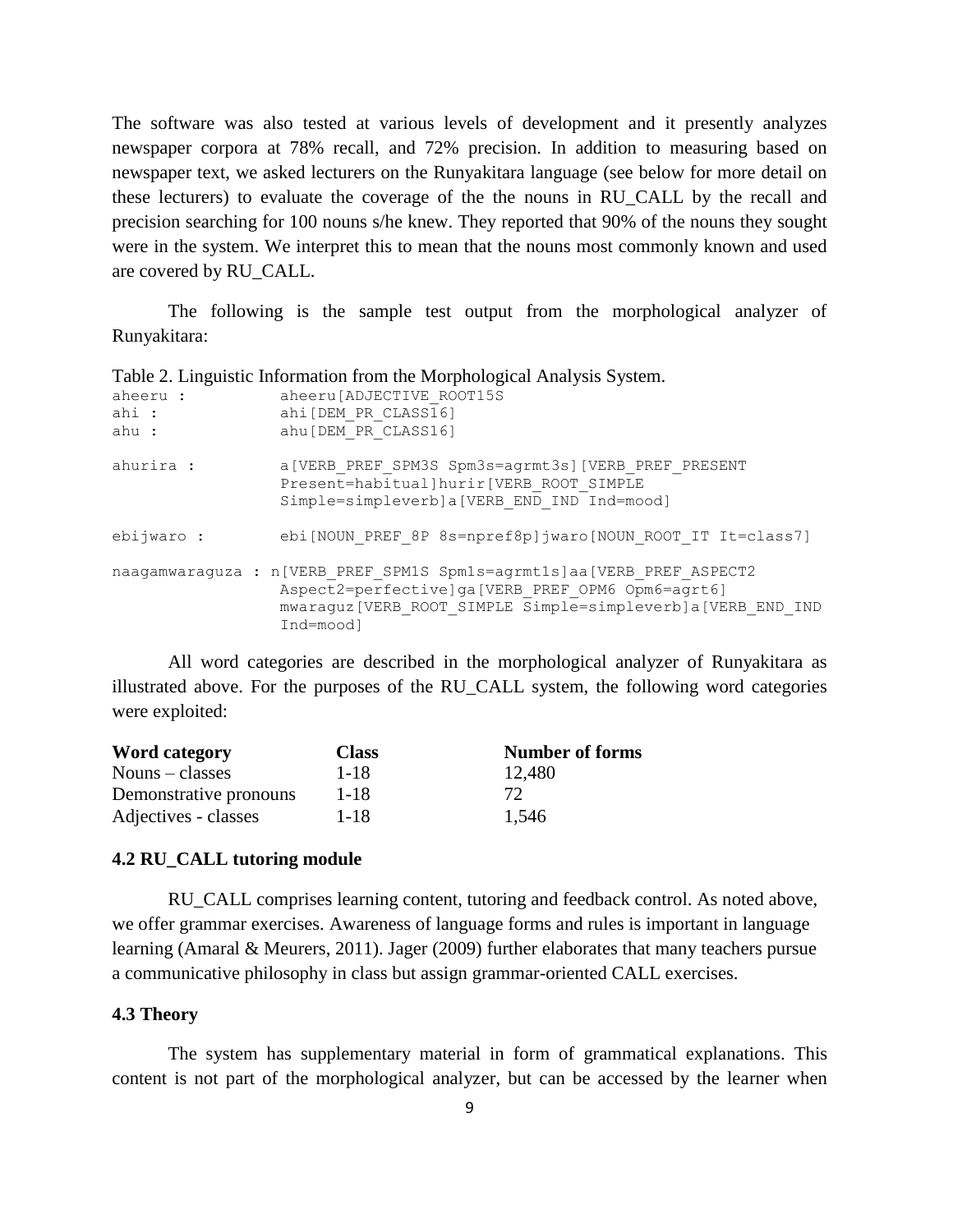The software was also tested at various levels of development and it presently analyzes newspaper corpora at 78% recall, and 72% precision. In addition to measuring based on newspaper text, we asked lecturers on the Runyakitara language (see below for more detail on these lecturers) to evaluate the coverage of the the nouns in RU_CALL by the recall and precision searching for 100 nouns s/he knew. They reported that 90% of the nouns they sought were in the system. We interpret this to mean that the nouns most commonly known and used are covered by RU_CALL.

The following is the sample test output from the morphological analyzer of Runyakitara:

Table 2. Linguistic Information from the Morphological Analysis System.

```
aheeru :          aheeru[ADJECTIVE_ROOT15S
ahi :             ahi[DEM_PR_CLASS16]
ahu :             ahu[DEM_PR_CLASS16]

ahurira :         a[VERB_PREF_SPM3S Spm3s=agrmt3s][VERB_PREF_PRESENT
                  Present=habitual]hurir[VERB_ROOT_SIMPLE
                  Simple=simpleverb]a[VERB_END_IND Ind=mood]

ebijwaro :        ebi[NOUN_PREF_8P 8s=npref8p]jwaro[NOUN_ROOT_IT It=class7]

naagamwaraguza : n[VERB_PREF_SPM1S Spm1s=agrmt1s]aa[VERB_PREF_ASPECT2
                  Aspect2=perfective]ga[VERB_PREF_OPM6 Opm6=agrt6]
                  mwaraguz[VERB_ROOT_SIMPLE Simple=simpleverb]a[VERB_END_IND
                  Ind=mood]
```

All word categories are described in the morphological analyzer of Runyakitara as illustrated above. For the purposes of the RU_CALL system, the following word categories were exploited:

| **Word category** | **Class** | **Number of forms** |
|---|---|---|
| Nouns – classes | 1-18 | 12,480 |
| Demonstrative pronouns | 1-18 | 72 |
| Adjectives - classes | 1-18 | 1,546 |

### 4.2 RU_CALL tutoring module

RU_CALL comprises learning content, tutoring and feedback control. As noted above, we offer grammar exercises. Awareness of language forms and rules is important in language learning (Amaral & Meurers, 2011). Jager (2009) further elaborates that many teachers pursue a communicative philosophy in class but assign grammar-oriented CALL exercises.

### 4.3 Theory

The system has supplementary material in form of grammatical explanations. This content is not part of the morphological analyzer, but can be accessed by the learner when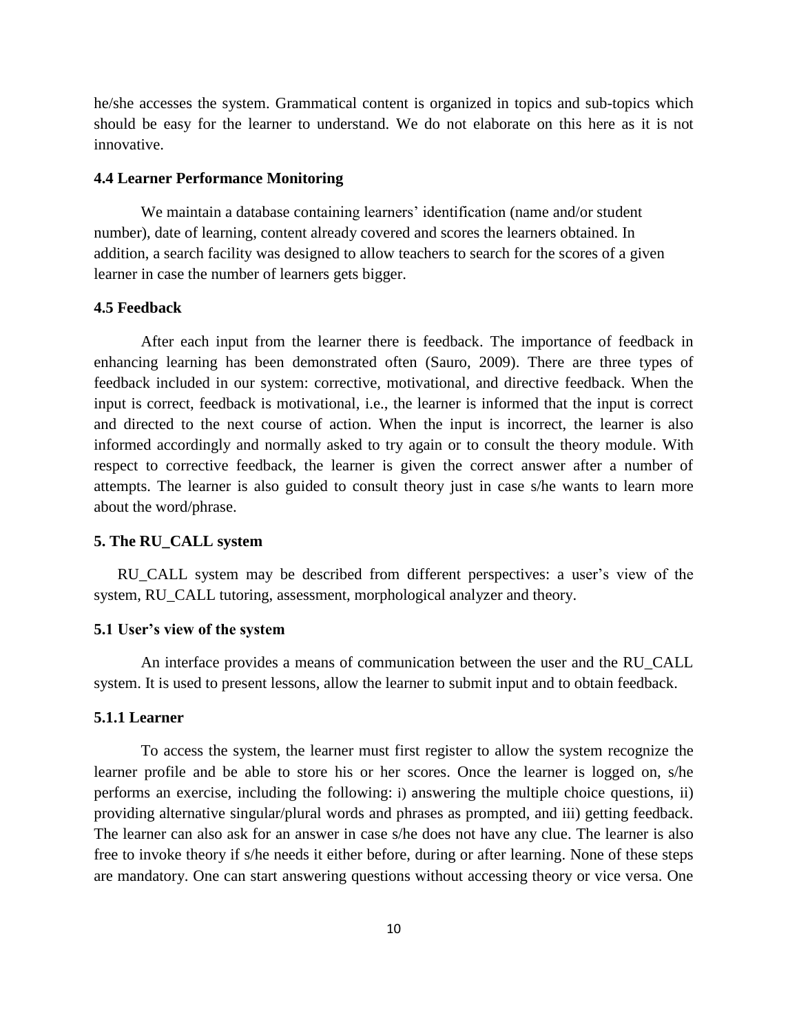he/she accesses the system. Grammatical content is organized in topics and sub-topics which should be easy for the learner to understand. We do not elaborate on this here as it is not innovative.

### 4.4 Learner Performance Monitoring

We maintain a database containing learners' identification (name and/or student number), date of learning, content already covered and scores the learners obtained. In addition, a search facility was designed to allow teachers to search for the scores of a given learner in case the number of learners gets bigger.

### 4.5 Feedback

After each input from the learner there is feedback. The importance of feedback in enhancing learning has been demonstrated often (Sauro, 2009). There are three types of feedback included in our system: corrective, motivational, and directive feedback. When the input is correct, feedback is motivational, i.e., the learner is informed that the input is correct and directed to the next course of action. When the input is incorrect, the learner is also informed accordingly and normally asked to try again or to consult the theory module. With respect to corrective feedback, the learner is given the correct answer after a number of attempts. The learner is also guided to consult theory just in case s/he wants to learn more about the word/phrase.

## 5. The RU_CALL system

RU_CALL system may be described from different perspectives: a user's view of the system, RU_CALL tutoring, assessment, morphological analyzer and theory.

### 5.1 User's view of the system

An interface provides a means of communication between the user and the RU_CALL system. It is used to present lessons, allow the learner to submit input and to obtain feedback.

#### 5.1.1 Learner

To access the system, the learner must first register to allow the system recognize the learner profile and be able to store his or her scores. Once the learner is logged on, s/he performs an exercise, including the following: i) answering the multiple choice questions, ii) providing alternative singular/plural words and phrases as prompted, and iii) getting feedback. The learner can also ask for an answer in case s/he does not have any clue. The learner is also free to invoke theory if s/he needs it either before, during or after learning. None of these steps are mandatory. One can start answering questions without accessing theory or vice versa. One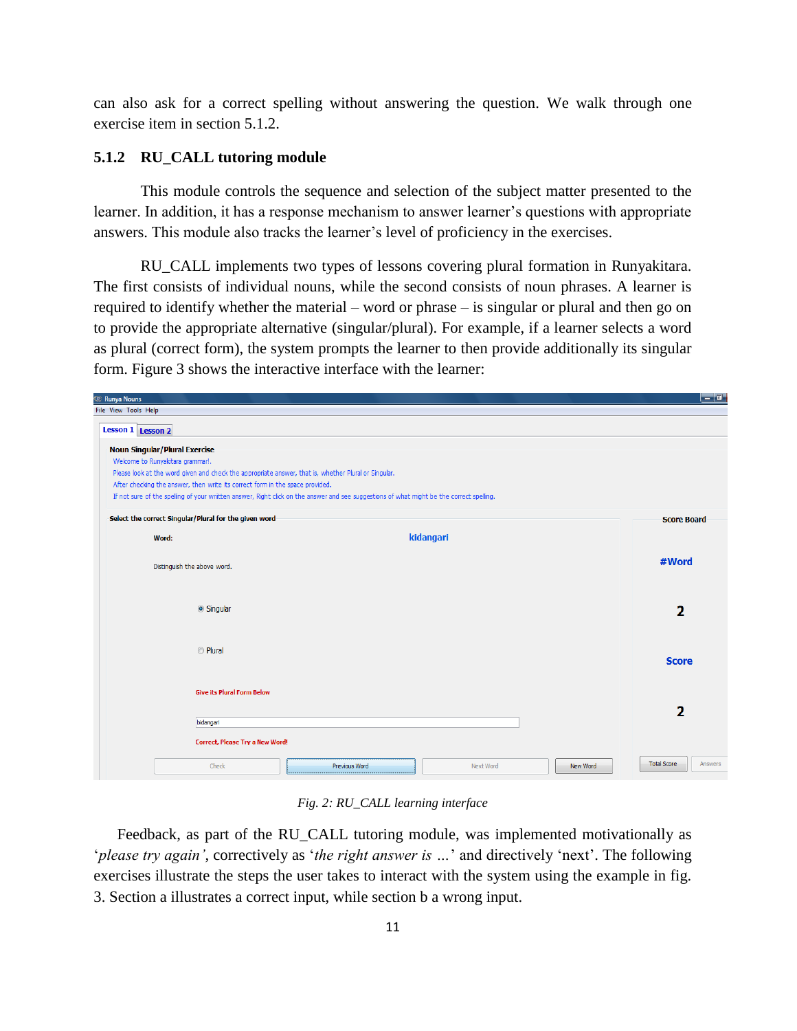can also ask for a correct spelling without answering the question. We walk through one exercise item in section 5.1.2.

### 5.1.2 RU_CALL tutoring module

This module controls the sequence and selection of the subject matter presented to the learner. In addition, it has a response mechanism to answer learner's questions with appropriate answers. This module also tracks the learner's level of proficiency in the exercises.

RU_CALL implements two types of lessons covering plural formation in Runyakitara. The first consists of individual nouns, while the second consists of noun phrases. A learner is required to identify whether the material – word or phrase – is singular or plural and then go on to provide the appropriate alternative (singular/plural). For example, if a learner selects a word as plural (correct form), the system prompts the learner to then provide additionally its singular form. Figure 3 shows the interactive interface with the learner:

*Fig. 2: RU_CALL learning interface*

Feedback, as part of the RU_CALL tutoring module, was implemented motivationally as '*please try again*', correctively as '*the right answer is …*' and directively 'next'. The following exercises illustrate the steps the user takes to interact with the system using the example in fig. 3. Section a illustrates a correct input, while section b a wrong input.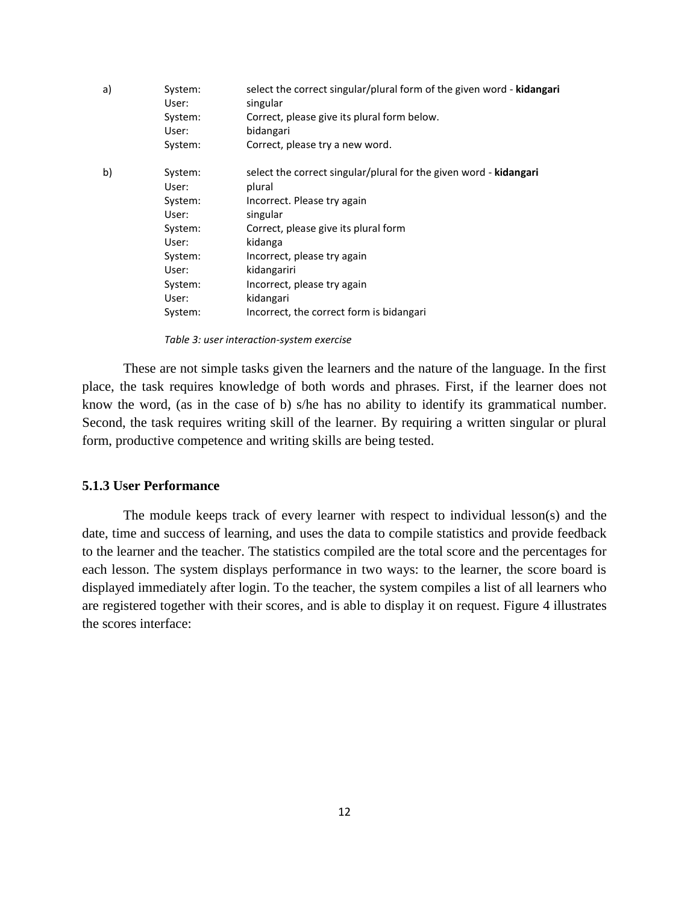| | | |
|---|---|---|
| a) | System: | select the correct singular/plural form of the given word - **kidangari** |
| | User: | singular |
| | System: | Correct, please give its plural form below. |
| | User: | bidangari |
| | System: | Correct, please try a new word. |
| b) | System: | select the correct singular/plural for the given word - **kidangari** |
| | User: | plural |
| | System: | Incorrect. Please try again |
| | User: | singular |
| | System: | Correct, please give its plural form |
| | User: | kidanga |
| | System: | Incorrect, please try again |
| | User: | kidangariri |
| | System: | Incorrect, please try again |
| | User: | kidangari |
| | System: | Incorrect, the correct form is bidangari |

*Table 3: user interaction-system exercise*

These are not simple tasks given the learners and the nature of the language. In the first place, the task requires knowledge of both words and phrases. First, if the learner does not know the word, (as in the case of b) s/he has no ability to identify its grammatical number. Second, the task requires writing skill of the learner. By requiring a written singular or plural form, productive competence and writing skills are being tested.

### 5.1.3 User Performance

The module keeps track of every learner with respect to individual lesson(s) and the date, time and success of learning, and uses the data to compile statistics and provide feedback to the learner and the teacher. The statistics compiled are the total score and the percentages for each lesson. The system displays performance in two ways: to the learner, the score board is displayed immediately after login. To the teacher, the system compiles a list of all learners who are registered together with their scores, and is able to display it on request. Figure 4 illustrates the scores interface: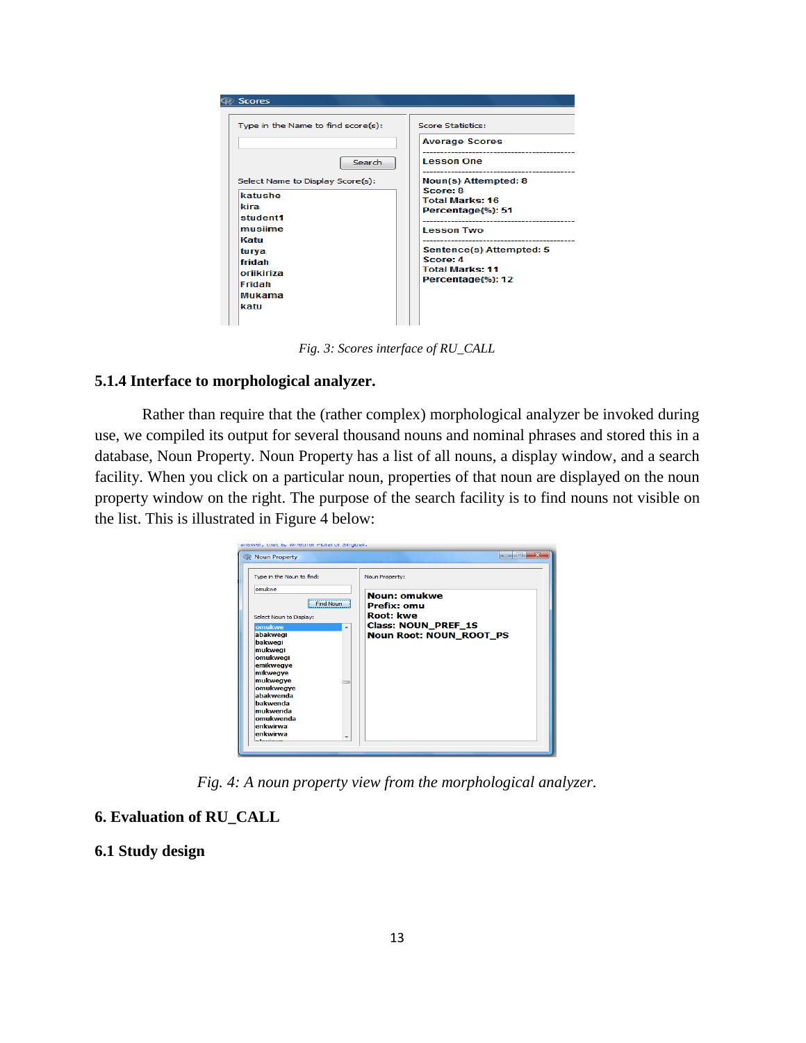*Fig. 3: Scores interface of RU_CALL*

### 5.1.4 Interface to morphological analyzer.

Rather than require that the (rather complex) morphological analyzer be invoked during use, we compiled its output for several thousand nouns and nominal phrases and stored this in a database, Noun Property. Noun Property has a list of all nouns, a display window, and a search facility. When you click on a particular noun, properties of that noun are displayed on the noun property window on the right. The purpose of the search facility is to find nouns not visible on the list. This is illustrated in Figure 4 below:

*Fig. 4: A noun property view from the morphological analyzer.*

## 6. Evaluation of RU_CALL

### 6.1 Study design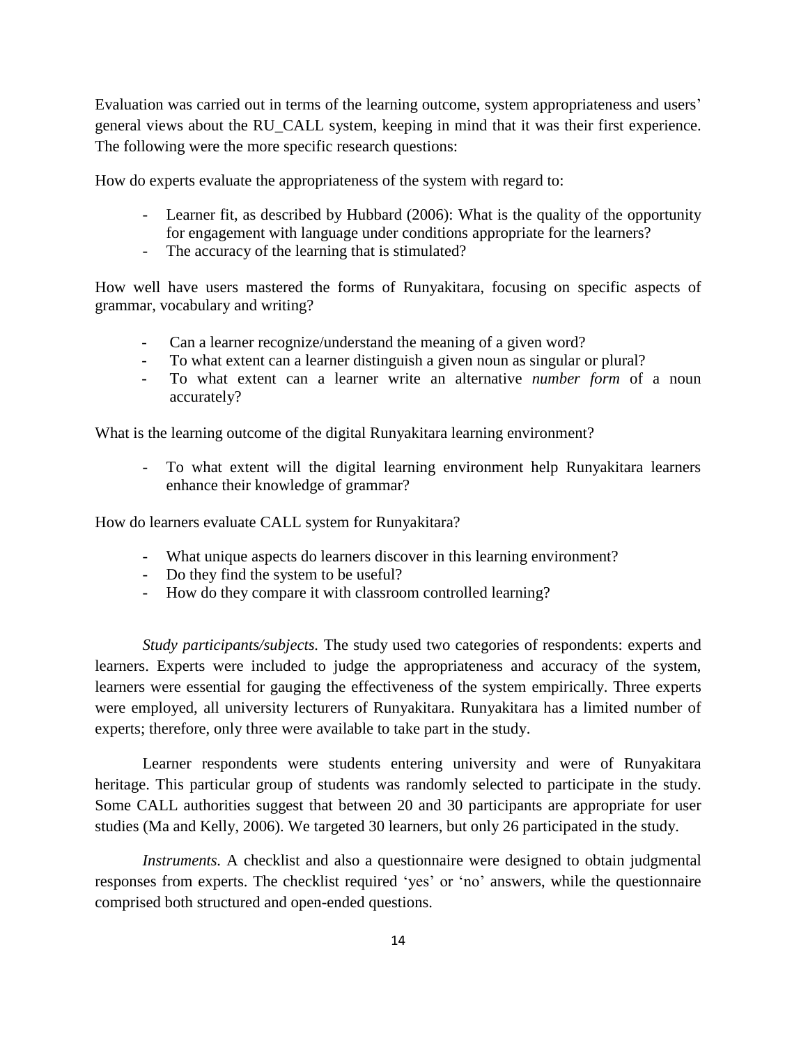Evaluation was carried out in terms of the learning outcome, system appropriateness and users' general views about the RU_CALL system, keeping in mind that it was their first experience. The following were the more specific research questions:

How do experts evaluate the appropriateness of the system with regard to:

- Learner fit, as described by Hubbard (2006): What is the quality of the opportunity for engagement with language under conditions appropriate for the learners?
- The accuracy of the learning that is stimulated?

How well have users mastered the forms of Runyakitara, focusing on specific aspects of grammar, vocabulary and writing?

- Can a learner recognize/understand the meaning of a given word?
- To what extent can a learner distinguish a given noun as singular or plural?
- To what extent can a learner write an alternative *number form* of a noun accurately?

What is the learning outcome of the digital Runyakitara learning environment?

- To what extent will the digital learning environment help Runyakitara learners enhance their knowledge of grammar?

How do learners evaluate CALL system for Runyakitara?

- What unique aspects do learners discover in this learning environment?
- Do they find the system to be useful?
- How do they compare it with classroom controlled learning?

*Study participants/subjects.* The study used two categories of respondents: experts and learners. Experts were included to judge the appropriateness and accuracy of the system, learners were essential for gauging the effectiveness of the system empirically. Three experts were employed, all university lecturers of Runyakitara. Runyakitara has a limited number of experts; therefore, only three were available to take part in the study.

Learner respondents were students entering university and were of Runyakitara heritage. This particular group of students was randomly selected to participate in the study. Some CALL authorities suggest that between 20 and 30 participants are appropriate for user studies (Ma and Kelly, 2006). We targeted 30 learners, but only 26 participated in the study.

*Instruments.* A checklist and also a questionnaire were designed to obtain judgmental responses from experts. The checklist required 'yes' or 'no' answers, while the questionnaire comprised both structured and open-ended questions.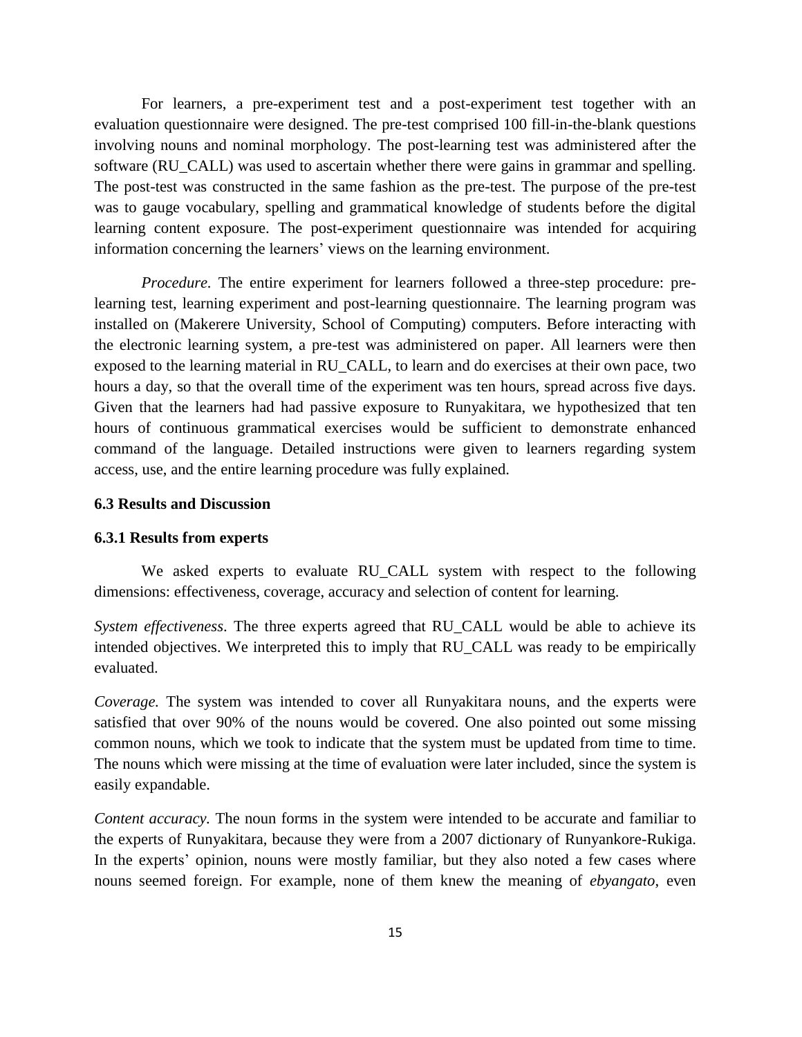For learners, a pre-experiment test and a post-experiment test together with an evaluation questionnaire were designed. The pre-test comprised 100 fill-in-the-blank questions involving nouns and nominal morphology. The post-learning test was administered after the software (RU_CALL) was used to ascertain whether there were gains in grammar and spelling. The post-test was constructed in the same fashion as the pre-test. The purpose of the pre-test was to gauge vocabulary, spelling and grammatical knowledge of students before the digital learning content exposure. The post-experiment questionnaire was intended for acquiring information concerning the learners' views on the learning environment.

*Procedure.* The entire experiment for learners followed a three-step procedure: pre-learning test, learning experiment and post-learning questionnaire. The learning program was installed on (Makerere University, School of Computing) computers. Before interacting with the electronic learning system, a pre-test was administered on paper. All learners were then exposed to the learning material in RU_CALL, to learn and do exercises at their own pace, two hours a day, so that the overall time of the experiment was ten hours, spread across five days. Given that the learners had had passive exposure to Runyakitara, we hypothesized that ten hours of continuous grammatical exercises would be sufficient to demonstrate enhanced command of the language. Detailed instructions were given to learners regarding system access, use, and the entire learning procedure was fully explained.

### 6.3 Results and Discussion

#### 6.3.1 Results from experts

We asked experts to evaluate RU_CALL system with respect to the following dimensions: effectiveness, coverage, accuracy and selection of content for learning.

*System effectiveness*. The three experts agreed that RU_CALL would be able to achieve its intended objectives. We interpreted this to imply that RU_CALL was ready to be empirically evaluated.

*Coverage.* The system was intended to cover all Runyakitara nouns, and the experts were satisfied that over 90% of the nouns would be covered. One also pointed out some missing common nouns, which we took to indicate that the system must be updated from time to time. The nouns which were missing at the time of evaluation were later included, since the system is easily expandable.

*Content accuracy.* The noun forms in the system were intended to be accurate and familiar to the experts of Runyakitara, because they were from a 2007 dictionary of Runyankore-Rukiga. In the experts' opinion, nouns were mostly familiar, but they also noted a few cases where nouns seemed foreign. For example, none of them knew the meaning of *ebyangato*, even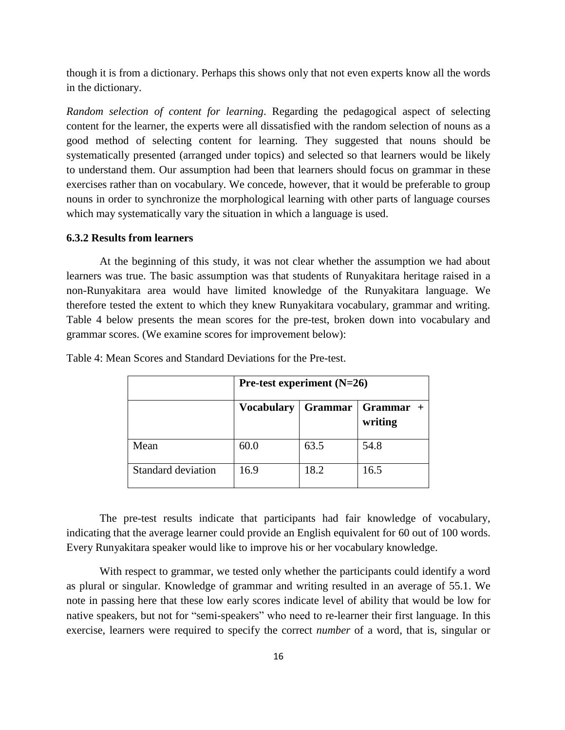though it is from a dictionary. Perhaps this shows only that not even experts know all the words in the dictionary.

*Random selection of content for learning*. Regarding the pedagogical aspect of selecting content for the learner, the experts were all dissatisfied with the random selection of nouns as a good method of selecting content for learning. They suggested that nouns should be systematically presented (arranged under topics) and selected so that learners would be likely to understand them. Our assumption had been that learners should focus on grammar in these exercises rather than on vocabulary. We concede, however, that it would be preferable to group nouns in order to synchronize the morphological learning with other parts of language courses which may systematically vary the situation in which a language is used.

### 6.3.2 Results from learners

At the beginning of this study, it was not clear whether the assumption we had about learners was true. The basic assumption was that students of Runyakitara heritage raised in a non-Runyakitara area would have limited knowledge of the Runyakitara language. We therefore tested the extent to which they knew Runyakitara vocabulary, grammar and writing. Table 4 below presents the mean scores for the pre-test, broken down into vocabulary and grammar scores. (We examine scores for improvement below):

Table 4: Mean Scores and Standard Deviations for the Pre-test.

| | **Pre-test experiment (N=26)** | | |
|---|---|---|---|
| | **Vocabulary** | **Grammar** | **Grammar + writing** |
| Mean | 60.0 | 63.5 | 54.8 |
| Standard deviation | 16.9 | 18.2 | 16.5 |

The pre-test results indicate that participants had fair knowledge of vocabulary, indicating that the average learner could provide an English equivalent for 60 out of 100 words. Every Runyakitara speaker would like to improve his or her vocabulary knowledge.

With respect to grammar, we tested only whether the participants could identify a word as plural or singular. Knowledge of grammar and writing resulted in an average of 55.1. We note in passing here that these low early scores indicate level of ability that would be low for native speakers, but not for "semi-speakers" who need to re-learner their first language. In this exercise, learners were required to specify the correct *number* of a word, that is, singular or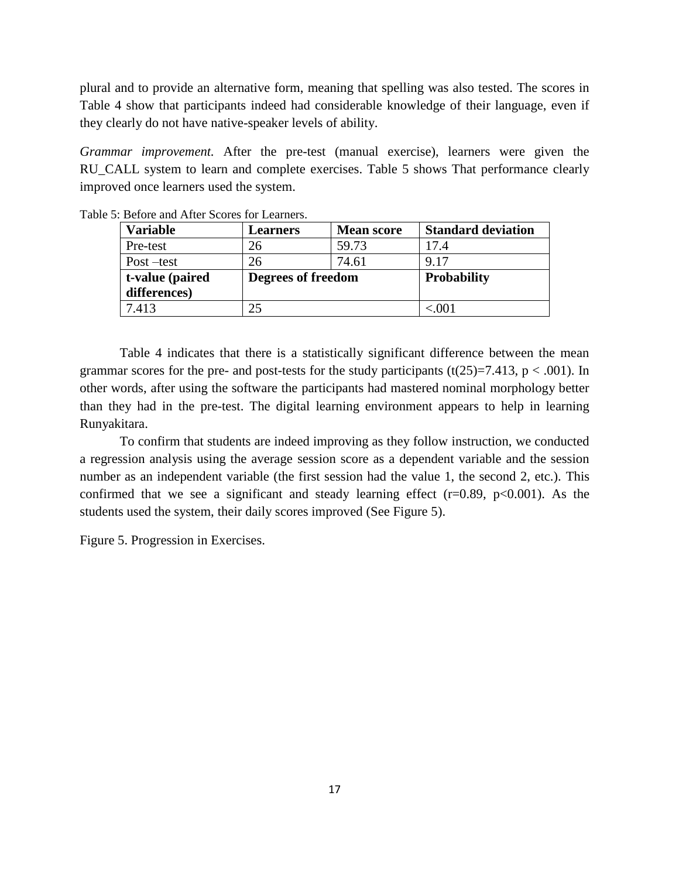plural and to provide an alternative form, meaning that spelling was also tested. The scores in Table 4 show that participants indeed had considerable knowledge of their language, even if they clearly do not have native-speaker levels of ability.

*Grammar improvement.* After the pre-test (manual exercise), learners were given the RU_CALL system to learn and complete exercises. Table 5 shows That performance clearly improved once learners used the system.

Table 5: Before and After Scores for Learners.

| **Variable** | **Learners** | **Mean score** | **Standard deviation** |
|---|---|---|---|
| Pre-test | 26 | 59.73 | 17.4 |
| Post –test | 26 | 74.61 | 9.17 |
| **t-value (paired differences)** | **Degrees of freedom** | | **Probability** |
| 7.413 | 25 | | <.001 |

Table 4 indicates that there is a statistically significant difference between the mean grammar scores for the pre- and post-tests for the study participants ($t(25)=7.413$, $p < .001$). In other words, after using the software the participants had mastered nominal morphology better than they had in the pre-test. The digital learning environment appears to help in learning Runyakitara.

To confirm that students are indeed improving as they follow instruction, we conducted a regression analysis using the average session score as a dependent variable and the session number as an independent variable (the first session had the value 1, the second 2, etc.). This confirmed that we see a significant and steady learning effect ($r=0.89$, $p<0.001$). As the students used the system, their daily scores improved (See Figure 5).

Figure 5. Progression in Exercises.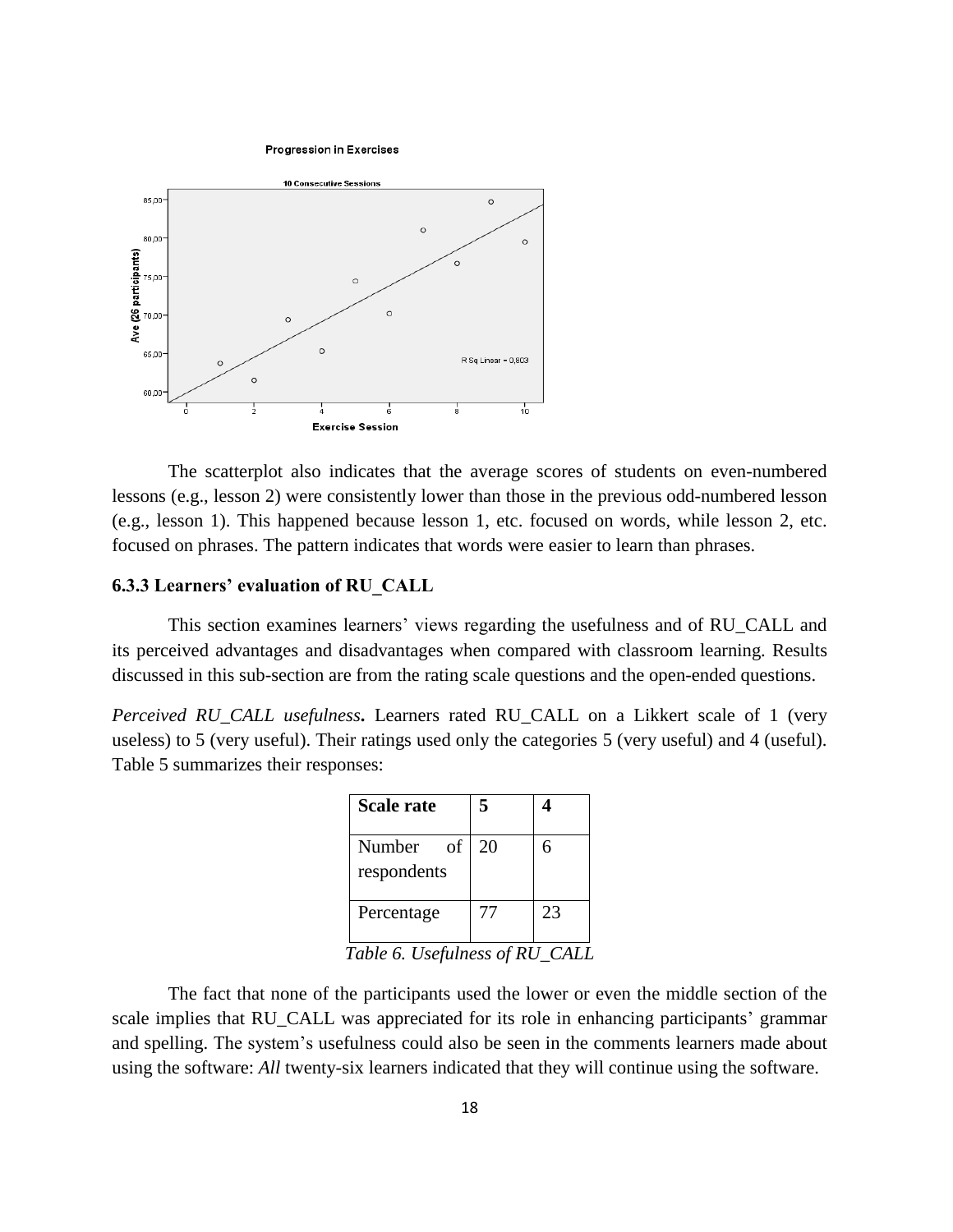The scatterplot also indicates that the average scores of students on even-numbered lessons (e.g., lesson 2) were consistently lower than those in the previous odd-numbered lesson (e.g., lesson 1). This happened because lesson 1, etc. focused on words, while lesson 2, etc. focused on phrases. The pattern indicates that words were easier to learn than phrases.

### 6.3.3 Learners' evaluation of RU_CALL

This section examines learners' views regarding the usefulness and of RU_CALL and its perceived advantages and disadvantages when compared with classroom learning. Results discussed in this sub-section are from the rating scale questions and the open-ended questions.

*Perceived RU_CALL usefulness***.** Learners rated RU_CALL on a Likert scale of 1 (very useless) to 5 (very useful). Their ratings used only the categories 5 (very useful) and 4 (useful). Table 5 summarizes their responses:

| Scale rate | 5 | 4 |
|---|---|---|
| Number of respondents | 20 | 6 |
| Percentage | 77 | 23 |

*Table 6. Usefulness of RU_CALL*

The fact that none of the participants used the lower or even the middle section of the scale implies that RU_CALL was appreciated for its role in enhancing participants' grammar and spelling. The system's usefulness could also be seen in the comments learners made about using the software: *All* twenty-six learners indicated that they will continue using the software.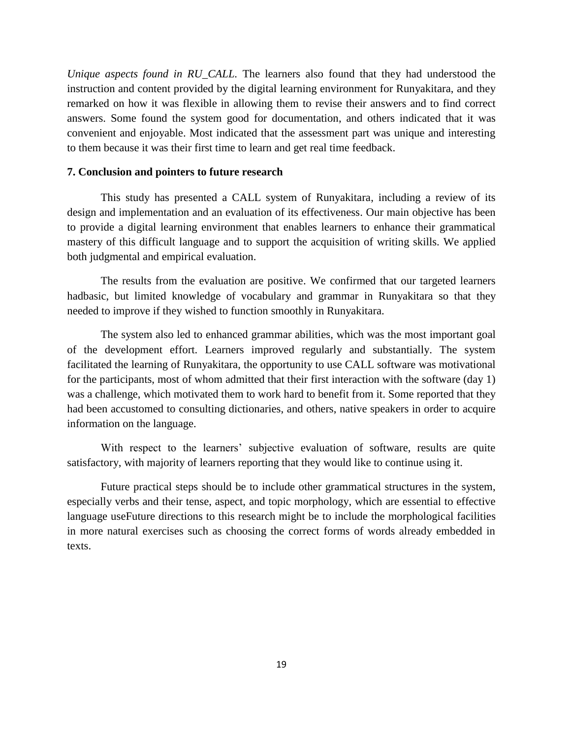*Unique aspects found in RU_CALL.* The learners also found that they had understood the instruction and content provided by the digital learning environment for Runyakitara, and they remarked on how it was flexible in allowing them to revise their answers and to find correct answers. Some found the system good for documentation, and others indicated that it was convenient and enjoyable. Most indicated that the assessment part was unique and interesting to them because it was their first time to learn and get real time feedback.

## 7. Conclusion and pointers to future research

This study has presented a CALL system of Runyakitara, including a review of its design and implementation and an evaluation of its effectiveness. Our main objective has been to provide a digital learning environment that enables learners to enhance their grammatical mastery of this difficult language and to support the acquisition of writing skills. We applied both judgmental and empirical evaluation.

The results from the evaluation are positive. We confirmed that our targeted learners hadbasic, but limited knowledge of vocabulary and grammar in Runyakitara so that they needed to improve if they wished to function smoothly in Runyakitara.

The system also led to enhanced grammar abilities, which was the most important goal of the development effort. Learners improved regularly and substantially. The system facilitated the learning of Runyakitara, the opportunity to use CALL software was motivational for the participants, most of whom admitted that their first interaction with the software (day 1) was a challenge, which motivated them to work hard to benefit from it. Some reported that they had been accustomed to consulting dictionaries, and others, native speakers in order to acquire information on the language.

With respect to the learners' subjective evaluation of software, results are quite satisfactory, with majority of learners reporting that they would like to continue using it.

Future practical steps should be to include other grammatical structures in the system, especially verbs and their tense, aspect, and topic morphology, which are essential to effective language useFuture directions to this research might be to include the morphological facilities in more natural exercises such as choosing the correct forms of words already embedded in texts.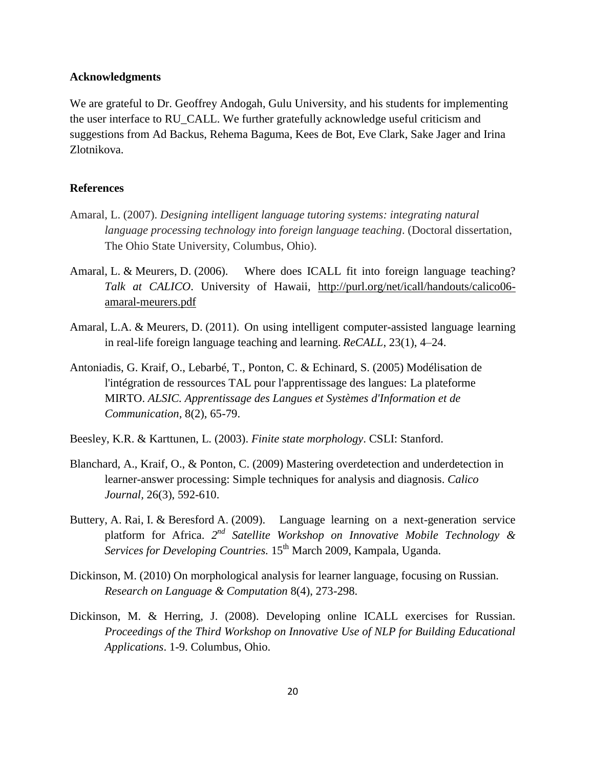## Acknowledgments

We are grateful to Dr. Geoffrey Andogah, Gulu University, and his students for implementing the user interface to RU_CALL. We further gratefully acknowledge useful criticism and suggestions from Ad Backus, Rehema Baguma, Kees de Bot, Eve Clark, Sake Jager and Irina Zlotnikova.

## References

Amaral, L. (2007). *Designing intelligent language tutoring systems: integrating natural language processing technology into foreign language teaching*. (Doctoral dissertation, The Ohio State University, Columbus, Ohio).

Amaral, L. & Meurers, D. (2006). Where does ICALL fit into foreign language teaching? *Talk at CALICO*. University of Hawaii, http://purl.org/net/icall/handouts/calico06-amaral-meurers.pdf

Amaral, L.A. & Meurers, D. (2011). On using intelligent computer-assisted language learning in real-life foreign language teaching and learning. *ReCALL*, 23(1), 4–24.

Antoniadis, G. Kraif, O., Lebarbé, T., Ponton, C. & Echinard, S. (2005) Modélisation de l'intégration de ressources TAL pour l'apprentissage des langues: La plateforme MIRTO. *ALSIC. Apprentissage des Langues et Systèmes d'Information et de Communication*, 8(2), 65-79.

Beesley, K.R. & Karttunen, L. (2003). *Finite state morphology*. CSLI: Stanford.

Blanchard, A., Kraif, O., & Ponton, C. (2009) Mastering overdetection and underdetection in learner-answer processing: Simple techniques for analysis and diagnosis. *Calico Journal*, 26(3), 592-610.

Buttery, A. Rai, I. & Beresford A. (2009). Language learning on a next-generation service platform for Africa. *2nd Satellite Workshop on Innovative Mobile Technology & Services for Developing Countries*. 15th March 2009, Kampala, Uganda.

Dickinson, M. (2010) On morphological analysis for learner language, focusing on Russian. *Research on Language & Computation* 8(4), 273-298.

Dickinson, M. & Herring, J. (2008). Developing online ICALL exercises for Russian. *Proceedings of the Third Workshop on Innovative Use of NLP for Building Educational Applications*. 1-9. Columbus, Ohio.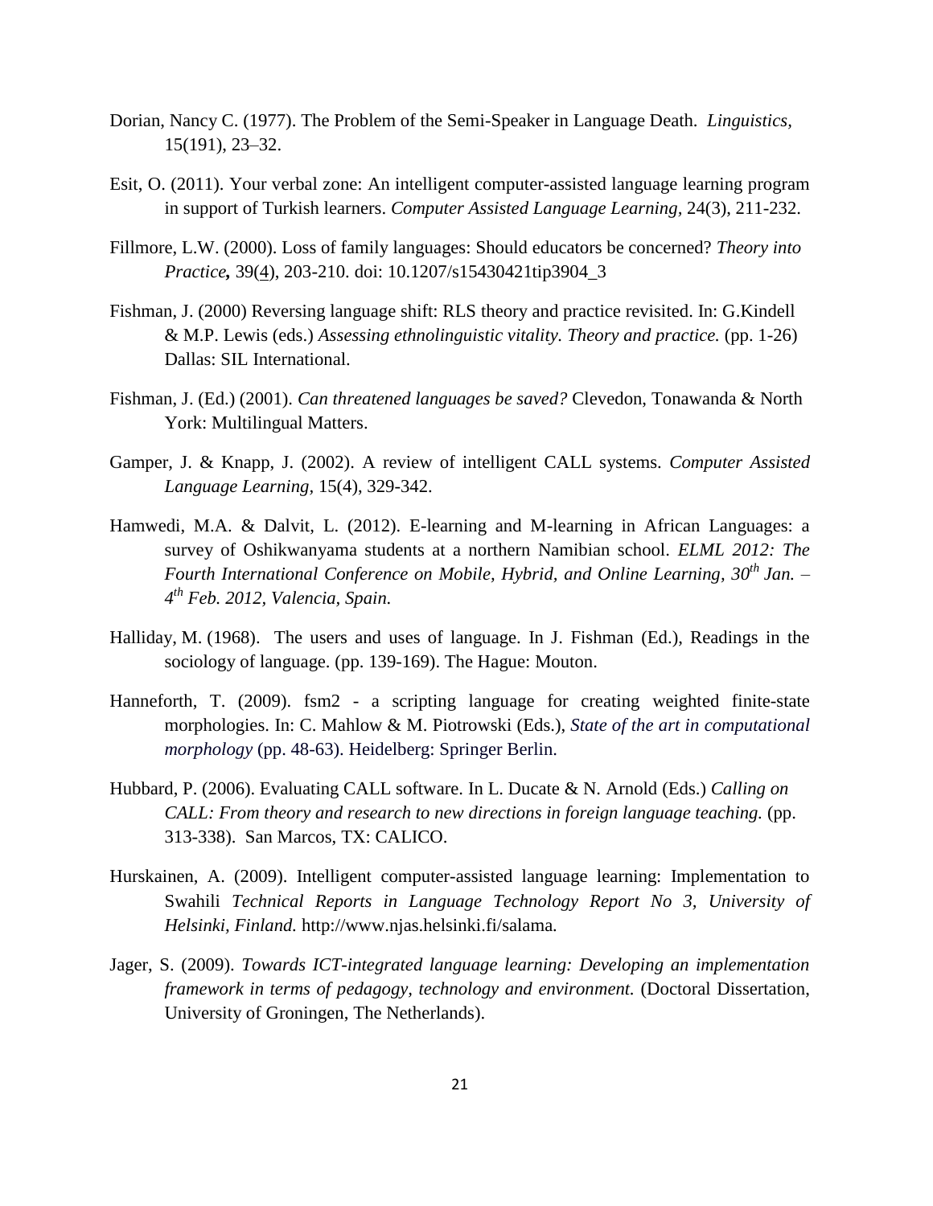Dorian, Nancy C. (1977). The Problem of the Semi-Speaker in Language Death. *Linguistics*, 15(191), 23–32.

Esit, O. (2011). Your verbal zone: An intelligent computer-assisted language learning program in support of Turkish learners. *Computer Assisted Language Learning*, 24(3), 211-232.

Fillmore, L.W. (2000). Loss of family languages: Should educators be concerned? *Theory into Practice*, 39(4), 203-210. doi: 10.1207/s15430421tip3904_3

Fishman, J. (2000) Reversing language shift: RLS theory and practice revisited. In: G.Kindell & M.P. Lewis (eds.) *Assessing ethnolinguistic vitality. Theory and practice.* (pp. 1-26) Dallas: SIL International.

Fishman, J. (Ed.) (2001). *Can threatened languages be saved?* Clevedon, Tonawanda & North York: Multilingual Matters.

Gamper, J. & Knapp, J. (2002). A review of intelligent CALL systems. *Computer Assisted Language Learning*, 15(4), 329-342.

Hamwedi, M.A. & Dalvit, L. (2012). E-learning and M-learning in African Languages: a survey of Oshikwanyama students at a northern Namibian school. *ELML 2012: The Fourth International Conference on Mobile, Hybrid, and Online Learning, 30th Jan. – 4th Feb. 2012, Valencia, Spain.*

Halliday, M. (1968). The users and uses of language. In J. Fishman (Ed.), Readings in the sociology of language. (pp. 139-169). The Hague: Mouton.

Hanneforth, T. (2009). fsm2 - a scripting language for creating weighted finite-state morphologies. In: C. Mahlow & M. Piotrowski (Eds.), *State of the art in computational morphology* (pp. 48-63). Heidelberg: Springer Berlin.

Hubbard, P. (2006). Evaluating CALL software. In L. Ducate & N. Arnold (Eds.) *Calling on CALL: From theory and research to new directions in foreign language teaching.* (pp. 313-338). San Marcos, TX: CALICO.

Hurskainen, A. (2009). Intelligent computer-assisted language learning: Implementation to Swahili *Technical Reports in Language Technology Report No 3, University of Helsinki, Finland.* http://www.njas.helsinki.fi/salama.

Jager, S. (2009). *Towards ICT-integrated language learning: Developing an implementation framework in terms of pedagogy, technology and environment.* (Doctoral Dissertation, University of Groningen, The Netherlands).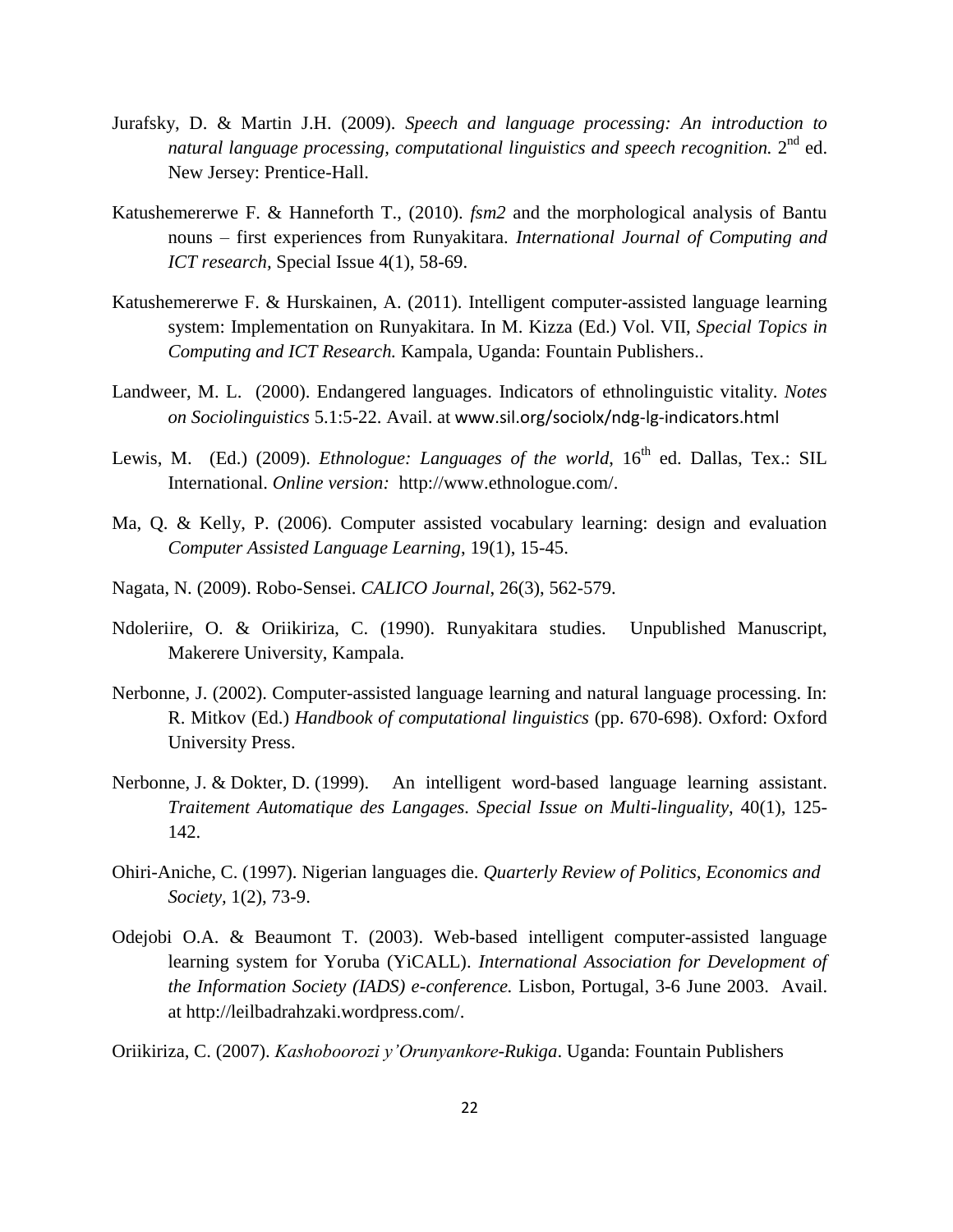Jurafsky, D. & Martin J.H. (2009). *Speech and language processing: An introduction to natural language processing, computational linguistics and speech recognition.* 2nd ed. New Jersey: Prentice-Hall.

Katushemererwe F. & Hanneforth T., (2010). *fsm2* and the morphological analysis of Bantu nouns – first experiences from Runyakitara. *International Journal of Computing and ICT research*, Special Issue 4(1), 58-69.

Katushemererwe F. & Hurskainen, A. (2011). Intelligent computer-assisted language learning system: Implementation on Runyakitara. In M. Kizza (Ed.) Vol. VII, *Special Topics in Computing and ICT Research.* Kampala, Uganda: Fountain Publishers..

Landweer, M. L. (2000). Endangered languages. Indicators of ethnolinguistic vitality. *Notes on Sociolinguistics* 5.1:5-22. Avail. at www.sil.org/sociolx/ndg-lg-indicators.html

Lewis, M. (Ed.) (2009). *Ethnologue: Languages of the world*, 16th ed. Dallas, Tex.: SIL International. *Online version:* http://www.ethnologue.com/.

Ma, Q. & Kelly, P. (2006). Computer assisted vocabulary learning: design and evaluation *Computer Assisted Language Learning*, 19(1), 15-45.

Nagata, N. (2009). Robo-Sensei. *CALICO Journal*, 26(3), 562-579.

Ndoleriire, O. & Oriikiriza, C. (1990). Runyakitara studies. Unpublished Manuscript, Makerere University, Kampala.

Nerbonne, J. (2002). Computer-assisted language learning and natural language processing. In: R. Mitkov (Ed.) *Handbook of computational linguistics* (pp. 670-698). Oxford: Oxford University Press.

Nerbonne, J. & Dokter, D. (1999). An intelligent word-based language learning assistant. *Traitement Automatique des Langages. Special Issue on Multi-linguality*, 40(1), 125-142.

Ohiri-Aniche, C. (1997). Nigerian languages die. *Quarterly Review of Politics, Economics and Society,* 1(2), 73-9.

Odejobi O.A. & Beaumont T. (2003). Web-based intelligent computer-assisted language learning system for Yoruba (YiCALL). *International Association for Development of the Information Society (IADS) e-conference.* Lisbon, Portugal, 3-6 June 2003. Avail. at http://leilbadrahzaki.wordpress.com/.

Oriikiriza, C. (2007). *Kashoboorozi y'Orunyankore-Rukiga*. Uganda: Fountain Publishers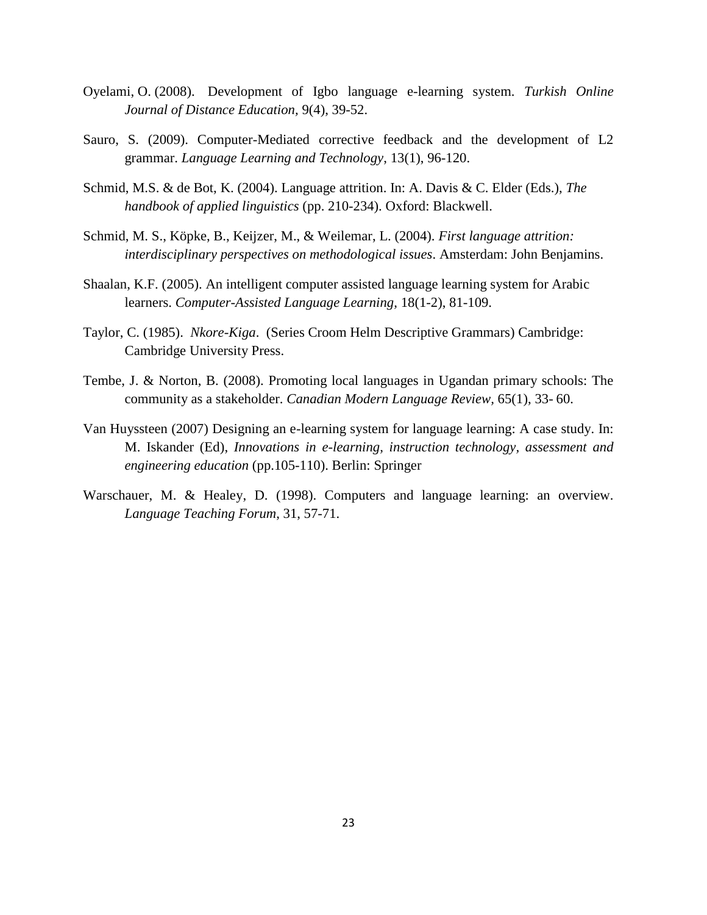Oyelami, O. (2008). Development of Igbo language e-learning system. *Turkish Online Journal of Distance Education,* 9(4), 39-52.

Sauro, S. (2009). Computer-Mediated corrective feedback and the development of L2 grammar. *Language Learning and Technology*, 13(1), 96-120.

Schmid, M.S. & de Bot, K. (2004). Language attrition. In: A. Davis & C. Elder (Eds.), *The handbook of applied linguistics* (pp. 210-234). Oxford: Blackwell.

Schmid, M. S., Köpke, B., Keijzer, M., & Weilemar, L. (2004). *First language attrition: interdisciplinary perspectives on methodological issues*. Amsterdam: John Benjamins.

Shaalan, K.F. (2005). An intelligent computer assisted language learning system for Arabic learners. *Computer-Assisted Language Learning*, 18(1-2), 81-109.

Taylor, C. (1985). *Nkore-Kiga*. (Series Croom Helm Descriptive Grammars) Cambridge: Cambridge University Press.

Tembe, J. & Norton, B. (2008). Promoting local languages in Ugandan primary schools: The community as a stakeholder. *Canadian Modern Language Review,* 65(1), 33- 60.

Van Huyssteen (2007) Designing an e-learning system for language learning: A case study. In: M. Iskander (Ed), *Innovations in e-learning, instruction technology, assessment and engineering education* (pp.105-110). Berlin: Springer

Warschauer, M. & Healey, D. (1998). Computers and language learning: an overview. *Language Teaching Forum*, 31, 57-71.